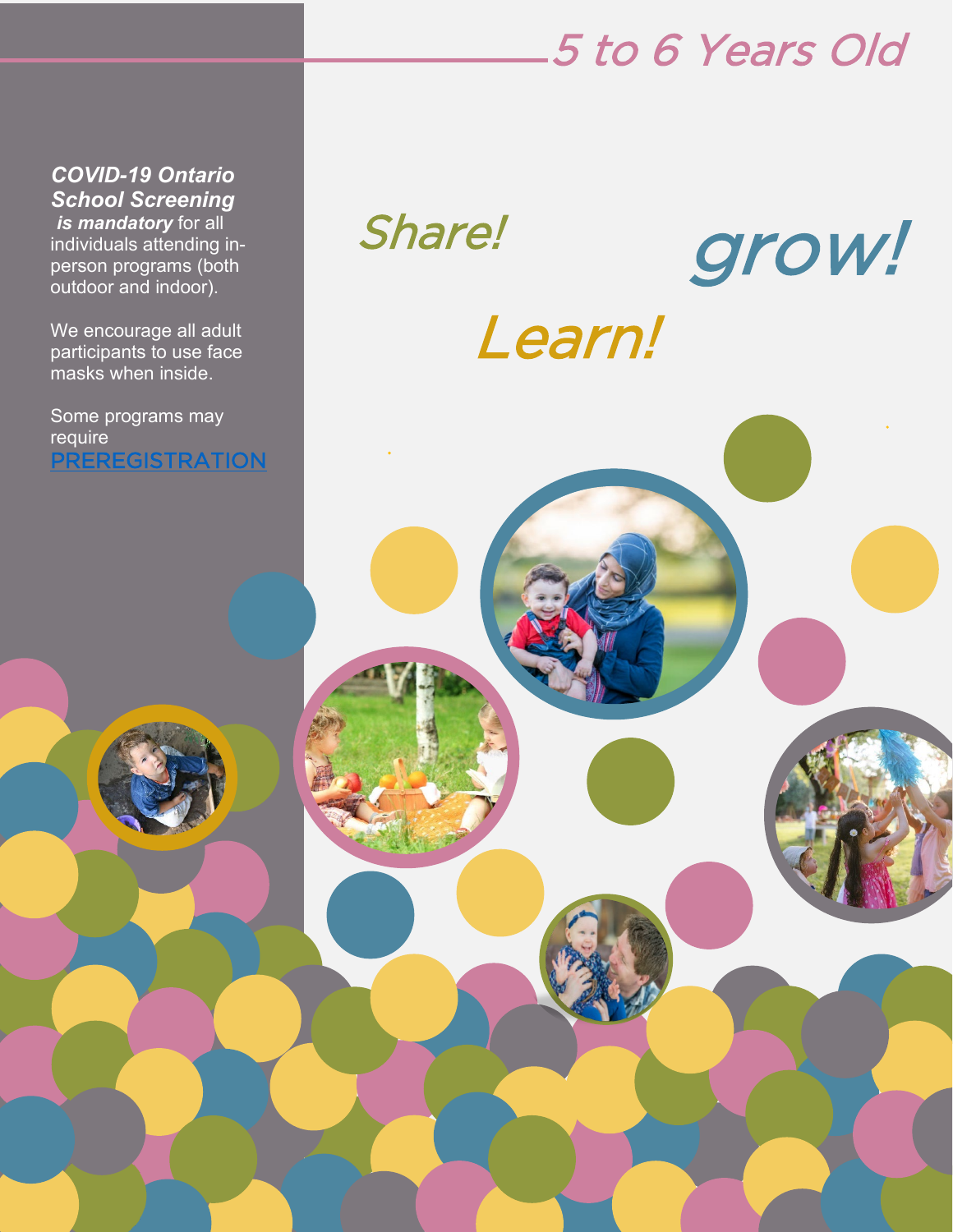# 5 to 6 Years Old

***COVID-19 Ontario School Screening is mandatory*** for all individuals attending in-person programs (both outdoor and indoor).

We encourage all adult participants to use face masks when inside.

Some programs may require PREREGISTRATION

## Share! Learn! grow!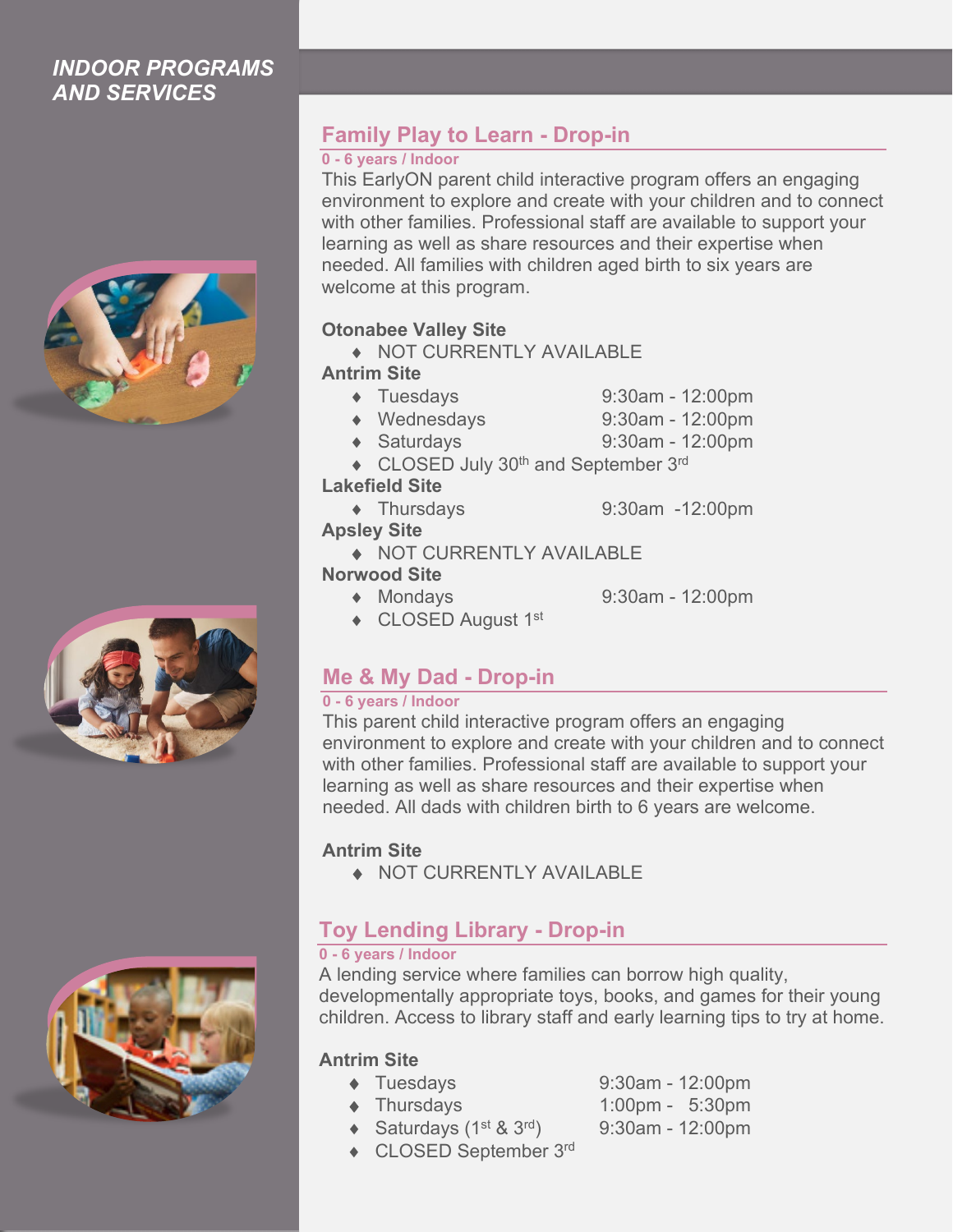## INDOOR PROGRAMS AND SERVICES

### Family Play to Learn - Drop-in

**0 - 6 years / Indoor**

This EarlyON parent child interactive program offers an engaging environment to explore and create with your children and to connect with other families. Professional staff are available to support your learning as well as share resources and their expertise when needed. All families with children aged birth to six years are welcome at this program.

**Otonabee Valley Site**

- NOT CURRENTLY AVAILABLE

**Antrim Site**

- Tuesdays 9:30am - 12:00pm
- Wednesdays 9:30am - 12:00pm
- Saturdays 9:30am - 12:00pm
- CLOSED July 30th and September 3rd

**Lakefield Site**

- Thursdays 9:30am -12:00pm

**Apsley Site**

- NOT CURRENTLY AVAILABLE

**Norwood Site**

- Mondays 9:30am - 12:00pm
- CLOSED August 1st

### Me & My Dad - Drop-in

**0 - 6 years / Indoor**

This parent child interactive program offers an engaging environment to explore and create with your children and to connect with other families. Professional staff are available to support your learning as well as share resources and their expertise when needed. All dads with children birth to 6 years are welcome.

**Antrim Site**

- NOT CURRENTLY AVAILABLE

### Toy Lending Library - Drop-in

**0 - 6 years / Indoor**

A lending service where families can borrow high quality, developmentally appropriate toys, books, and games for their young children. Access to library staff and early learning tips to try at home.

**Antrim Site**

- Tuesdays 9:30am - 12:00pm
- Thursdays 1:00pm - 5:30pm
- Saturdays (1st & 3rd) 9:30am - 12:00pm
- CLOSED September 3rd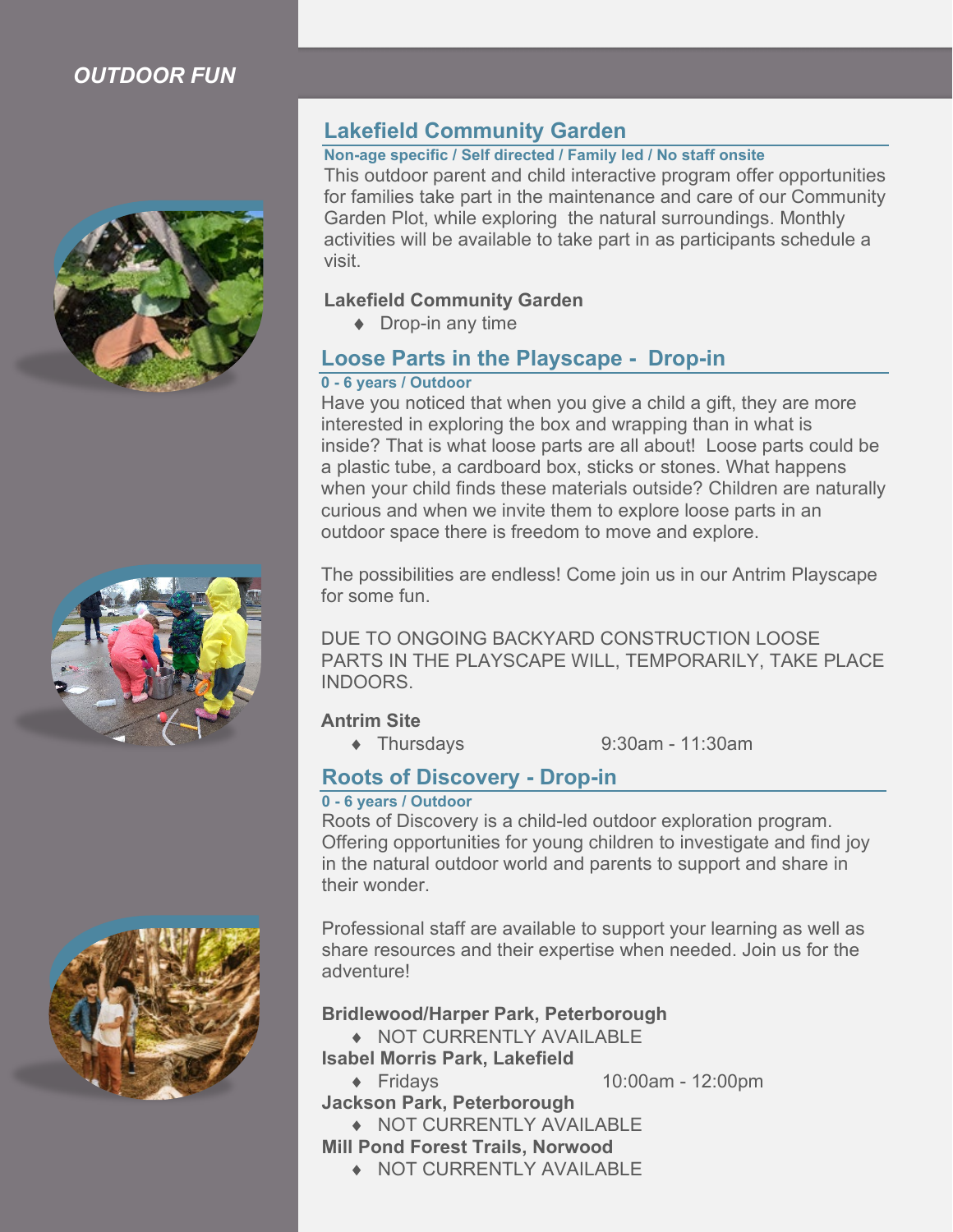## OUTDOOR FUN

### Lakefield Community Garden

**Non-age specific / Self directed / Family led / No staff onsite**

This outdoor parent and child interactive program offer opportunities for families take part in the maintenance and care of our Community Garden Plot, while exploring the natural surroundings. Monthly activities will be available to take part in as participants schedule a visit.

**Lakefield Community Garden**

- Drop-in any time

### Loose Parts in the Playscape - Drop-in

**0 - 6 years / Outdoor**

Have you noticed that when you give a child a gift, they are more interested in exploring the box and wrapping than in what is inside? That is what loose parts are all about! Loose parts could be a plastic tube, a cardboard box, sticks or stones. What happens when your child finds these materials outside? Children are naturally curious and when we invite them to explore loose parts in an outdoor space there is freedom to move and explore.

The possibilities are endless! Come join us in our Antrim Playscape for some fun.

DUE TO ONGOING BACKYARD CONSTRUCTION LOOSE PARTS IN THE PLAYSCAPE WILL, TEMPORARILY, TAKE PLACE INDOORS.

**Antrim Site**

- Thursdays 9:30am - 11:30am

### Roots of Discovery - Drop-in

**0 - 6 years / Outdoor**

Roots of Discovery is a child-led outdoor exploration program. Offering opportunities for young children to investigate and find joy in the natural outdoor world and parents to support and share in their wonder.

Professional staff are available to support your learning as well as share resources and their expertise when needed. Join us for the adventure!

**Bridlewood/Harper Park, Peterborough**

- NOT CURRENTLY AVAILABLE

**Isabel Morris Park, Lakefield**

- Fridays 10:00am - 12:00pm

**Jackson Park, Peterborough**

- NOT CURRENTLY AVAILABLE

**Mill Pond Forest Trails, Norwood**

- NOT CURRENTLY AVAILABLE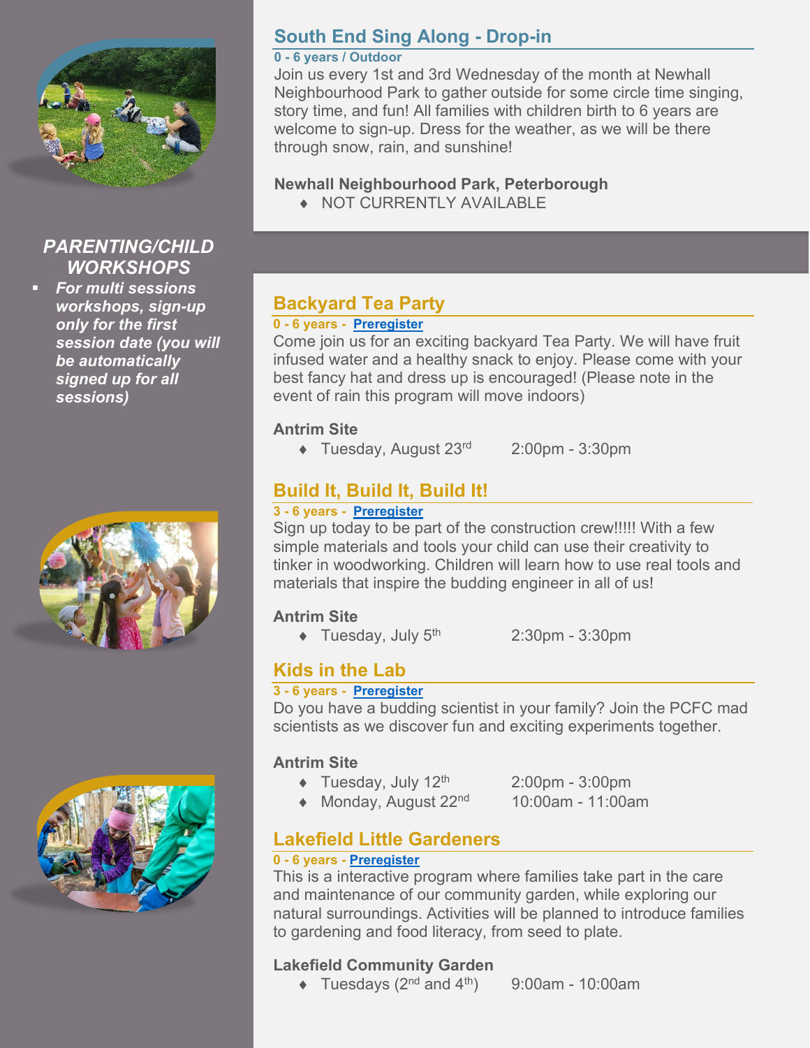## South End Sing Along - Drop-in

**0 - 6 years / Outdoor**

Join us every 1st and 3rd Wednesday of the month at Newhall Neighbourhood Park to gather outside for some circle time singing, story time, and fun! All families with children birth to 6 years are welcome to sign-up. Dress for the weather, as we will be there through snow, rain, and sunshine!

**Newhall Neighbourhood Park, Peterborough**

- NOT CURRENTLY AVAILABLE

## *PARENTING/CHILD WORKSHOPS*

- ***For multi sessions workshops, sign-up only for the first session date (you will be automatically signed up for all sessions)***

## Backyard Tea Party

**0 - 6 years - Preregister**

Come join us for an exciting backyard Tea Party. We will have fruit infused water and a healthy snack to enjoy. Please come with your best fancy hat and dress up is encouraged! (Please note in the event of rain this program will move indoors)

**Antrim Site**

- Tuesday, August 23rd 2:00pm - 3:30pm

## Build It, Build It, Build It!

**3 - 6 years - Preregister**

Sign up today to be part of the construction crew!!!!! With a few simple materials and tools your child can use their creativity to tinker in woodworking. Children will learn how to use real tools and materials that inspire the budding engineer in all of us!

**Antrim Site**

- Tuesday, July 5th 2:30pm - 3:30pm

## Kids in the Lab

**3 - 6 years - Preregister**

Do you have a budding scientist in your family? Join the PCFC mad scientists as we discover fun and exciting experiments together.

**Antrim Site**

- Tuesday, July 12th 2:00pm - 3:00pm
- Monday, August 22nd 10:00am - 11:00am

## Lakefield Little Gardeners

**0 - 6 years - Preregister**

This is a interactive program where families take part in the care and maintenance of our community garden, while exploring our natural surroundings. Activities will be planned to introduce families to gardening and food literacy, from seed to plate.

**Lakefield Community Garden**

- Tuesdays (2nd and 4th) 9:00am - 10:00am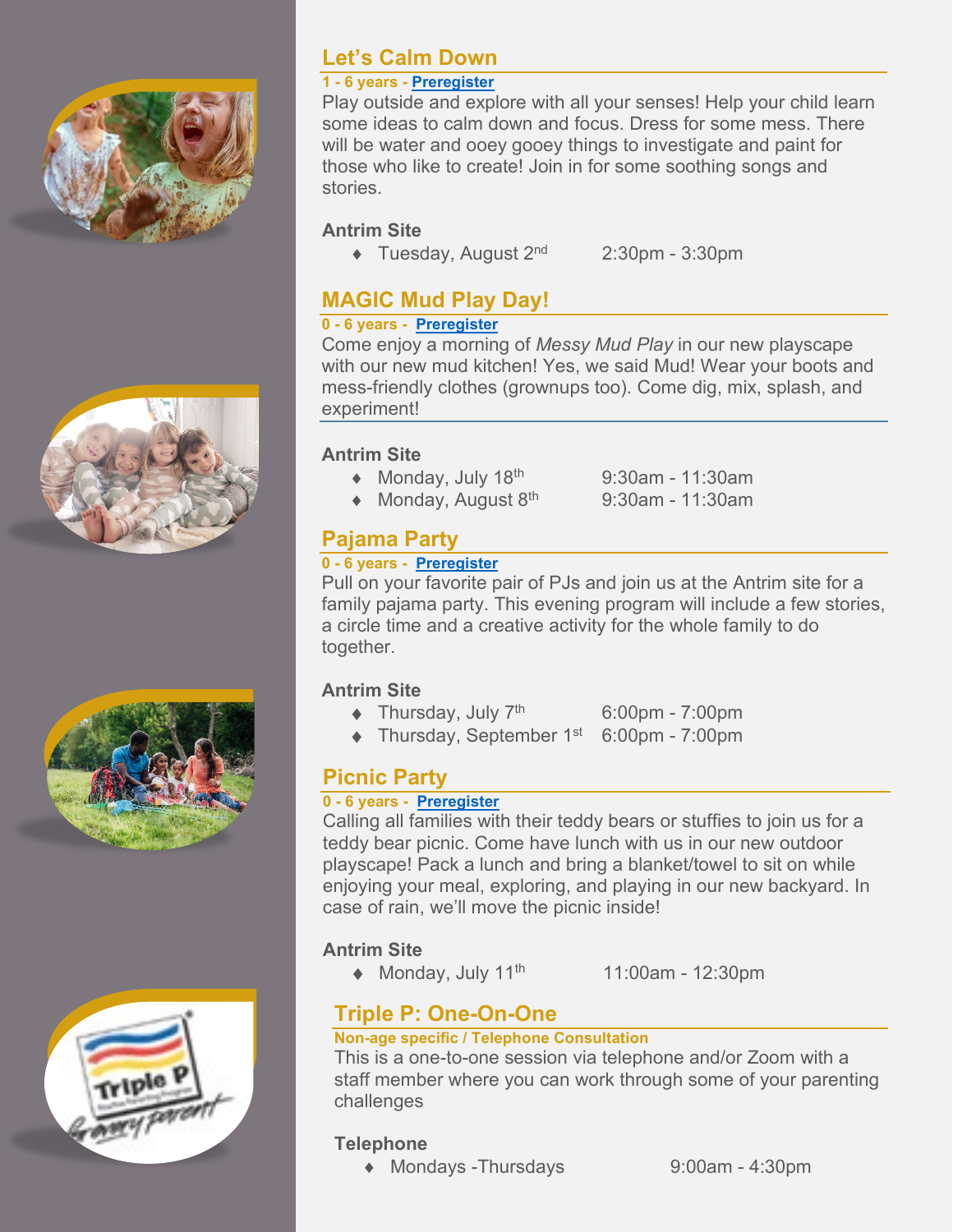## Let's Calm Down

**1 - 6 years - Preregister**

Play outside and explore with all your senses! Help your child learn some ideas to calm down and focus. Dress for some mess. There will be water and ooey gooey things to investigate and paint for those who like to create! Join in for some soothing songs and stories.

**Antrim Site**

- Tuesday, August 2nd   2:30pm - 3:30pm

## MAGIC Mud Play Day!

**0 - 6 years - Preregister**

Come enjoy a morning of *Messy Mud Play* in our new playscape with our new mud kitchen! Yes, we said Mud! Wear your boots and mess-friendly clothes (grownups too). Come dig, mix, splash, and experiment!

**Antrim Site**

- Monday, July 18th   9:30am - 11:30am
- Monday, August 8th   9:30am - 11:30am

## Pajama Party

**0 - 6 years - Preregister**

Pull on your favorite pair of PJs and join us at the Antrim site for a family pajama party. This evening program will include a few stories, a circle time and a creative activity for the whole family to do together.

**Antrim Site**

- Thursday, July 7th   6:00pm - 7:00pm
- Thursday, September 1st   6:00pm - 7:00pm

## Picnic Party

**0 - 6 years - Preregister**

Calling all families with their teddy bears or stuffies to join us for a teddy bear picnic. Come have lunch with us in our new outdoor playscape! Pack a lunch and bring a blanket/towel to sit on while enjoying your meal, exploring, and playing in our new backyard. In case of rain, we'll move the picnic inside!

**Antrim Site**

- Monday, July 11th   11:00am - 12:30pm

## Triple P: One-On-One

**Non-age specific / Telephone Consultation**

This is a one-to-one session via telephone and/or Zoom with a staff member where you can work through some of your parenting challenges

**Telephone**

- Mondays -Thursdays   9:00am - 4:30pm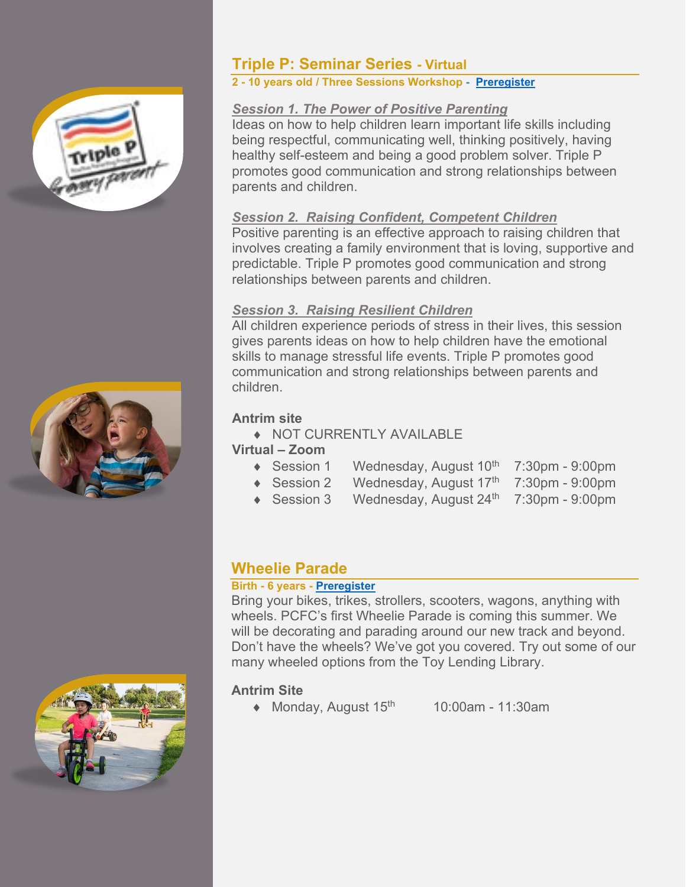## Triple P: Seminar Series - Virtual

**2 - 10 years old / Three Sessions Workshop - [Preregister]**

***Session 1. The Power of Positive Parenting***

Ideas on how to help children learn important life skills including being respectful, communicating well, thinking positively, having healthy self-esteem and being a good problem solver. Triple P promotes good communication and strong relationships between parents and children.

***Session 2. Raising Confident, Competent Children***

Positive parenting is an effective approach to raising children that involves creating a family environment that is loving, supportive and predictable. Triple P promotes good communication and strong relationships between parents and children.

***Session 3. Raising Resilient Children***

All children experience periods of stress in their lives, this session gives parents ideas on how to help children have the emotional skills to manage stressful life events. Triple P promotes good communication and strong relationships between parents and children.

**Antrim site**

- NOT CURRENTLY AVAILABLE

**Virtual – Zoom**

- Session 1 Wednesday, August 10th 7:30pm - 9:00pm
- Session 2 Wednesday, August 17th 7:30pm - 9:00pm
- Session 3 Wednesday, August 24th 7:30pm - 9:00pm

## Wheelie Parade

**Birth - 6 years - [Preregister]**

Bring your bikes, trikes, strollers, scooters, wagons, anything with wheels. PCFC's first Wheelie Parade is coming this summer. We will be decorating and parading around our new track and beyond. Don't have the wheels? We've got you covered. Try out some of our many wheeled options from the Toy Lending Library.

**Antrim Site**

- Monday, August 15th 10:00am - 11:30am